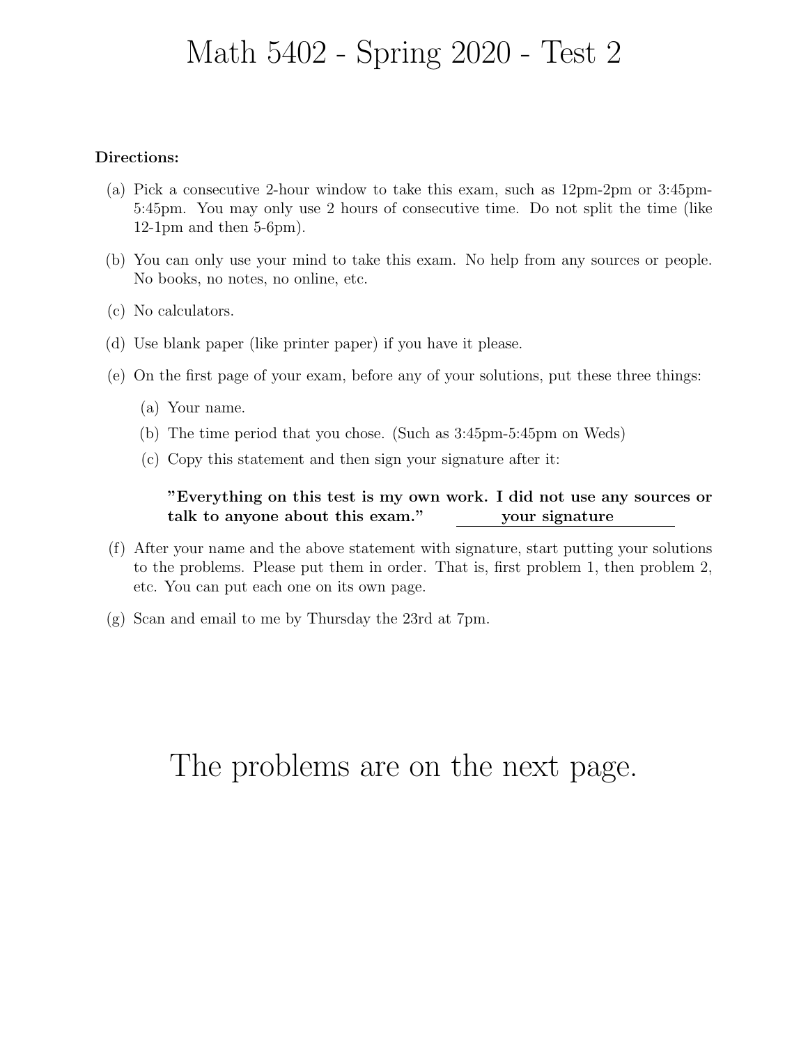# Math 5402 - Spring 2020 - Test 2

**Directions:**

(a) Pick a consecutive 2-hour window to take this exam, such as 12pm-2pm or 3:45pm-5:45pm. You may only use 2 hours of consecutive time. Do not split the time (like 12-1pm and then 5-6pm).

(b) You can only use your mind to take this exam. No help from any sources or people. No books, no notes, no online, etc.

(c) No calculators.

(d) Use blank paper (like printer paper) if you have it please.

(e) On the first page of your exam, before any of your solutions, put these three things:

   (a) Your name.

   (b) The time period that you chose. (Such as 3:45pm-5:45pm on Weds)

   (c) Copy this statement and then sign your signature after it:

   **"Everything on this test is my own work. I did not use any sources or talk to anyone about this exam."** ______**your signature**______

(f) After your name and the above statement with signature, start putting your solutions to the problems. Please put them in order. That is, first problem 1, then problem 2, etc. You can put each one on its own page.

(g) Scan and email to me by Thursday the 23rd at 7pm.

# The problems are on the next page.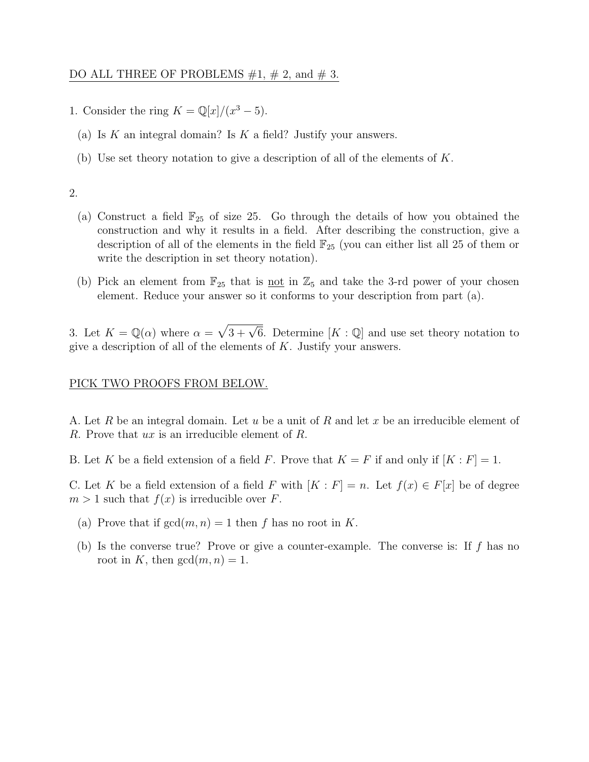DO ALL THREE OF PROBLEMS #1, # 2, and # 3.

1. Consider the ring $K = \mathbb{Q}[x]/(x^3 - 5)$.

   (a) Is $K$ an integral domain? Is $K$ a field? Justify your answers.

   (b) Use set theory notation to give a description of all of the elements of $K$.

2.

   (a) Construct a field $\mathbb{F}_{25}$ of size 25. Go through the details of how you obtained the construction and why it results in a field. After describing the construction, give a description of all of the elements in the field $\mathbb{F}_{25}$ (you can either list all 25 of them or write the description in set theory notation).

   (b) Pick an element from $\mathbb{F}_{25}$ that is <u>not</u> in $\mathbb{Z}_5$ and take the 3-rd power of your chosen element. Reduce your answer so it conforms to your description from part (a).

3. Let $K = \mathbb{Q}(\alpha)$ where $\alpha = \sqrt{3 + \sqrt{6}}$. Determine $[K : \mathbb{Q}]$ and use set theory notation to give a description of all of the elements of $K$. Justify your answers.

PICK TWO PROOFS FROM BELOW.

A. Let $R$ be an integral domain. Let $u$ be a unit of $R$ and let $x$ be an irreducible element of $R$. Prove that $ux$ is an irreducible element of $R$.

B. Let $K$ be a field extension of a field $F$. Prove that $K = F$ if and only if $[K : F] = 1$.

C. Let $K$ be a field extension of a field $F$ with $[K : F] = n$. Let $f(x) \in F[x]$ be of degree $m > 1$ such that $f(x)$ is irreducible over $F$.

   (a) Prove that if $\gcd(m, n) = 1$ then $f$ has no root in $K$.

   (b) Is the converse true? Prove or give a counter-example. The converse is: If $f$ has no root in $K$, then $\gcd(m, n) = 1$.